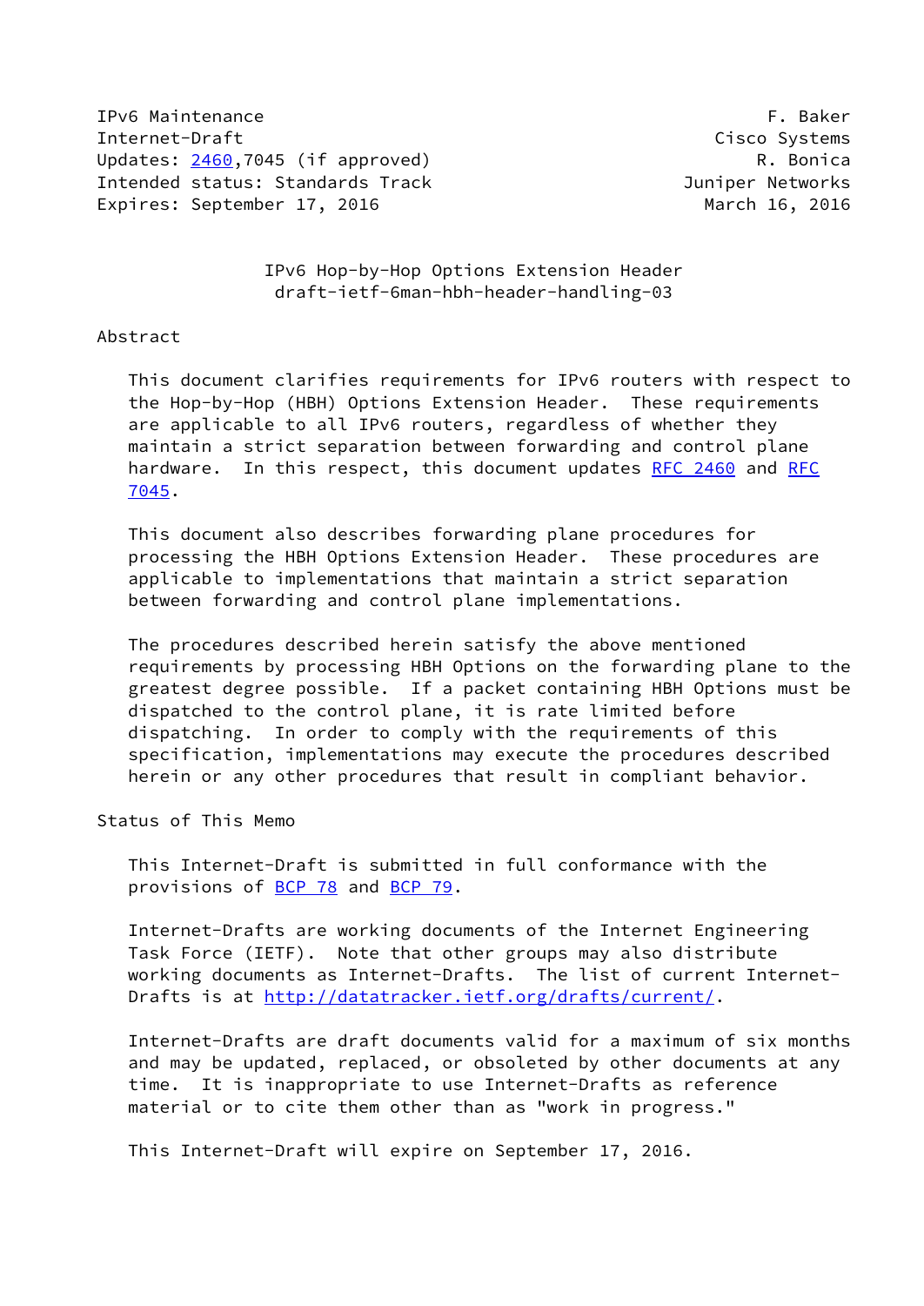IPv6 Maintenance F. Baker
Internet-Draft Cisco Systems
Updates: 2460,7045 (if approved) R. Bonica
Intended status: Standards Track Juniper Networks
Expires: September 17, 2016 March 16, 2016

# IPv6 Hop-by-Hop Options Extension Header
draft-ietf-6man-hbh-header-handling-03

## Abstract

This document clarifies requirements for IPv6 routers with respect to the Hop-by-Hop (HBH) Options Extension Header. These requirements are applicable to all IPv6 routers, regardless of whether they maintain a strict separation between forwarding and control plane hardware. In this respect, this document updates RFC 2460 and RFC 7045.

This document also describes forwarding plane procedures for processing the HBH Options Extension Header. These procedures are applicable to implementations that maintain a strict separation between forwarding and control plane implementations.

The procedures described herein satisfy the above mentioned requirements by processing HBH Options on the forwarding plane to the greatest degree possible. If a packet containing HBH Options must be dispatched to the control plane, it is rate limited before dispatching. In order to comply with the requirements of this specification, implementations may execute the procedures described herein or any other procedures that result in compliant behavior.

## Status of This Memo

This Internet-Draft is submitted in full conformance with the provisions of BCP 78 and BCP 79.

Internet-Drafts are working documents of the Internet Engineering Task Force (IETF). Note that other groups may also distribute working documents as Internet-Drafts. The list of current Internet-Drafts is at http://datatracker.ietf.org/drafts/current/.

Internet-Drafts are draft documents valid for a maximum of six months and may be updated, replaced, or obsoleted by other documents at any time. It is inappropriate to use Internet-Drafts as reference material or to cite them other than as "work in progress."

This Internet-Draft will expire on September 17, 2016.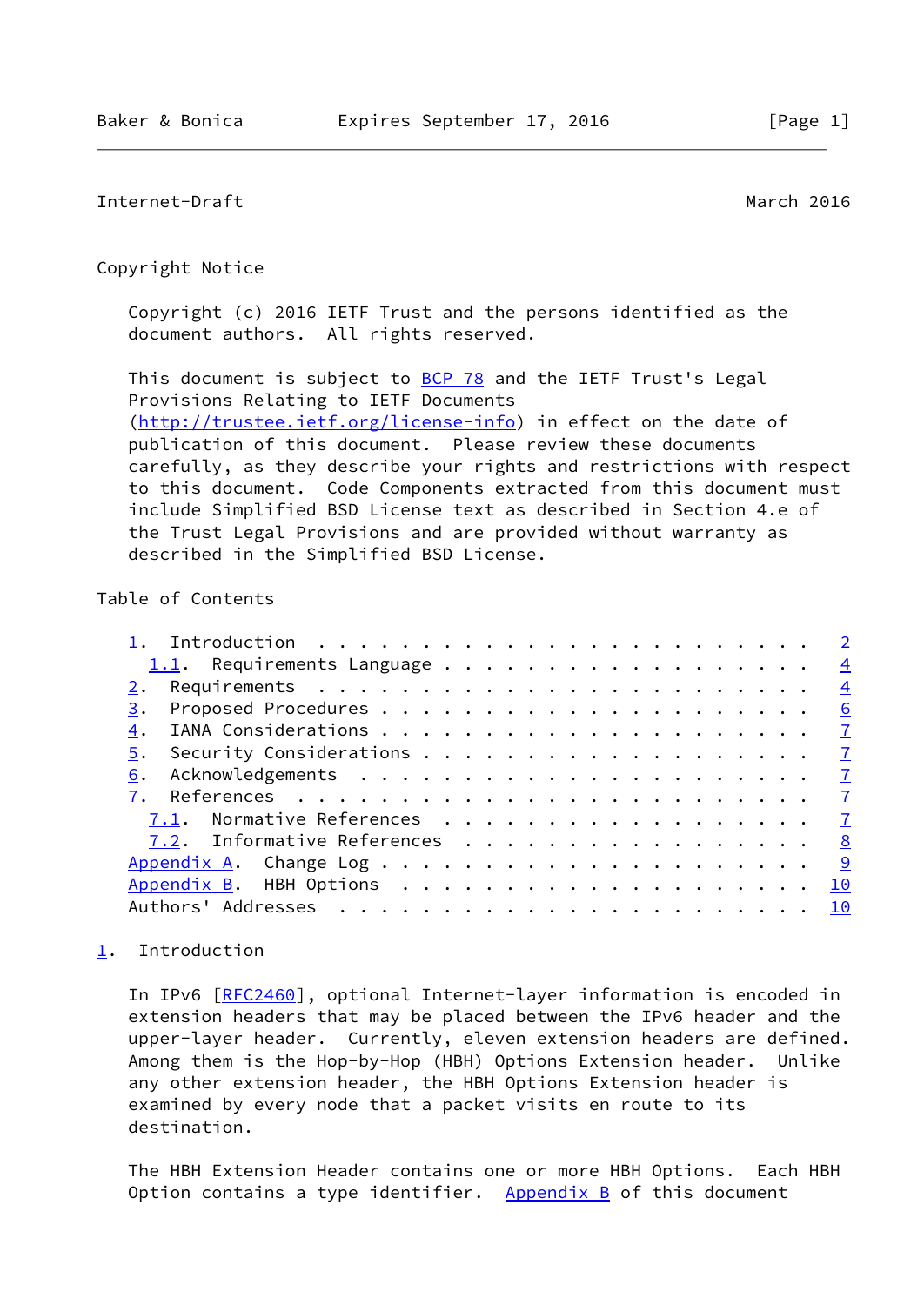## Copyright Notice

Copyright (c) 2016 IETF Trust and the persons identified as the document authors. All rights reserved.

This document is subject to BCP 78 and the IETF Trust's Legal Provisions Relating to IETF Documents (http://trustee.ietf.org/license-info) in effect on the date of publication of this document. Please review these documents carefully, as they describe your rights and restrictions with respect to this document. Code Components extracted from this document must include Simplified BSD License text as described in Section 4.e of the Trust Legal Provisions and are provided without warranty as described in the Simplified BSD License.

## Table of Contents

```
   1.  Introduction . . . . . . . . . . . . . . . . . . . . . . . .   2
     1.1.  Requirements Language . . . . . . . . . . . . . . . . . .   4
   2.  Requirements  . . . . . . . . . . . . . . . . . . . . . . . .   4
   3.  Proposed Procedures . . . . . . . . . . . . . . . . . . . . .   6
   4.  IANA Considerations . . . . . . . . . . . . . . . . . . . . .   7
   5.  Security Considerations . . . . . . . . . . . . . . . . . . .   7
   6.  Acknowledgements  . . . . . . . . . . . . . . . . . . . . . .   7
   7.  References  . . . . . . . . . . . . . . . . . . . . . . . . .   7
     7.1.  Normative References  . . . . . . . . . . . . . . . . . .   7
     7.2.  Informative References  . . . . . . . . . . . . . . . . .   8
   Appendix A.  Change Log . . . . . . . . . . . . . . . . . . . . .   9
   Appendix B.  HBH Options  . . . . . . . . . . . . . . . . . . . .  10
   Authors' Addresses  . . . . . . . . . . . . . . . . . . . . . . .  10
```

## 1. Introduction

In IPv6 [RFC2460], optional Internet-layer information is encoded in extension headers that may be placed between the IPv6 header and the upper-layer header. Currently, eleven extension headers are defined. Among them is the Hop-by-Hop (HBH) Options Extension header. Unlike any other extension header, the HBH Options Extension header is examined by every node that a packet visits en route to its destination.

The HBH Extension Header contains one or more HBH Options. Each HBH Option contains a type identifier. Appendix B of this document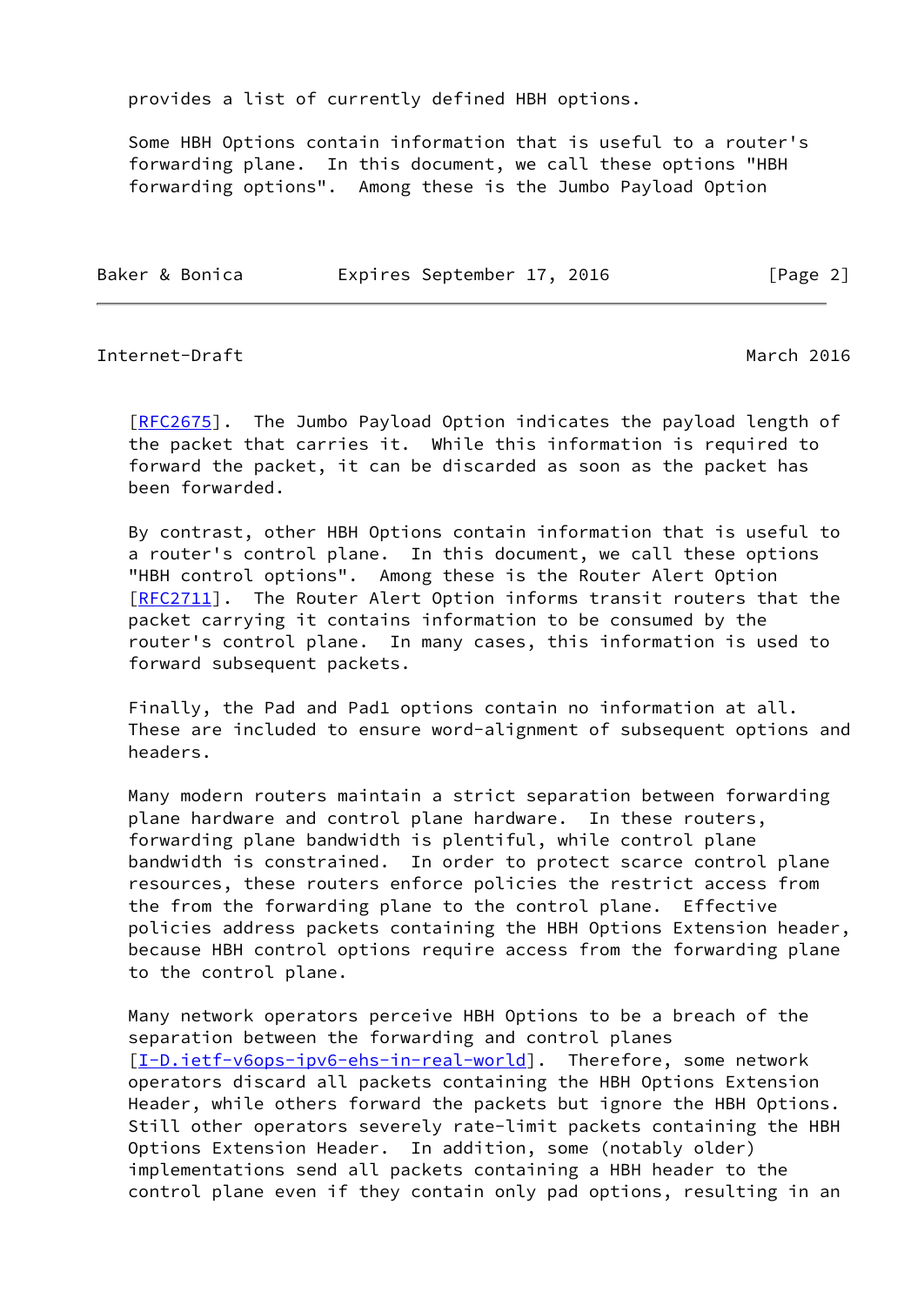provides a list of currently defined HBH options.

Some HBH Options contain information that is useful to a router's forwarding plane. In this document, we call these options "HBH forwarding options". Among these is the Jumbo Payload Option [RFC2675]. The Jumbo Payload Option indicates the payload length of the packet that carries it. While this information is required to forward the packet, it can be discarded as soon as the packet has been forwarded.

By contrast, other HBH Options contain information that is useful to a router's control plane. In this document, we call these options "HBH control options". Among these is the Router Alert Option [RFC2711]. The Router Alert Option informs transit routers that the packet carrying it contains information to be consumed by the router's control plane. In many cases, this information is used to forward subsequent packets.

Finally, the Pad and Pad1 options contain no information at all. These are included to ensure word-alignment of subsequent options and headers.

Many modern routers maintain a strict separation between forwarding plane hardware and control plane hardware. In these routers, forwarding plane bandwidth is plentiful, while control plane bandwidth is constrained. In order to protect scarce control plane resources, these routers enforce policies the restrict access from the from the forwarding plane to the control plane. Effective policies address packets containing the HBH Options Extension header, because HBH control options require access from the forwarding plane to the control plane.

Many network operators perceive HBH Options to be a breach of the separation between the forwarding and control planes [I-D.ietf-v6ops-ipv6-ehs-in-real-world]. Therefore, some network operators discard all packets containing the HBH Options Extension Header, while others forward the packets but ignore the HBH Options. Still other operators severely rate-limit packets containing the HBH Options Extension Header. In addition, some (notably older) implementations send all packets containing a HBH header to the control plane even if they contain only pad options, resulting in an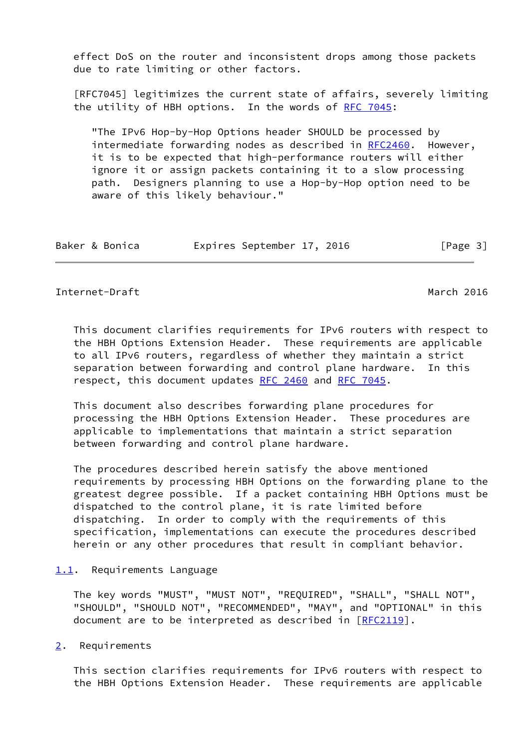effect DoS on the router and inconsistent drops among those packets due to rate limiting or other factors.

[RFC7045] legitimizes the current state of affairs, severely limiting the utility of HBH options. In the words of RFC 7045:

> "The IPv6 Hop-by-Hop Options header SHOULD be processed by intermediate forwarding nodes as described in RFC2460. However, it is to be expected that high-performance routers will either ignore it or assign packets containing it to a slow processing path. Designers planning to use a Hop-by-Hop option need to be aware of this likely behaviour."

This document clarifies requirements for IPv6 routers with respect to the HBH Options Extension Header. These requirements are applicable to all IPv6 routers, regardless of whether they maintain a strict separation between forwarding and control plane hardware. In this respect, this document updates RFC 2460 and RFC 7045.

This document also describes forwarding plane procedures for processing the HBH Options Extension Header. These procedures are applicable to implementations that maintain a strict separation between forwarding and control plane hardware.

The procedures described herein satisfy the above mentioned requirements by processing HBH Options on the forwarding plane to the greatest degree possible. If a packet containing HBH Options must be dispatched to the control plane, it is rate limited before dispatching. In order to comply with the requirements of this specification, implementations can execute the procedures described herein or any other procedures that result in compliant behavior.

### 1.1. Requirements Language

The key words "MUST", "MUST NOT", "REQUIRED", "SHALL", "SHALL NOT", "SHOULD", "SHOULD NOT", "RECOMMENDED", "MAY", and "OPTIONAL" in this document are to be interpreted as described in [RFC2119].

## 2. Requirements

This section clarifies requirements for IPv6 routers with respect to the HBH Options Extension Header. These requirements are applicable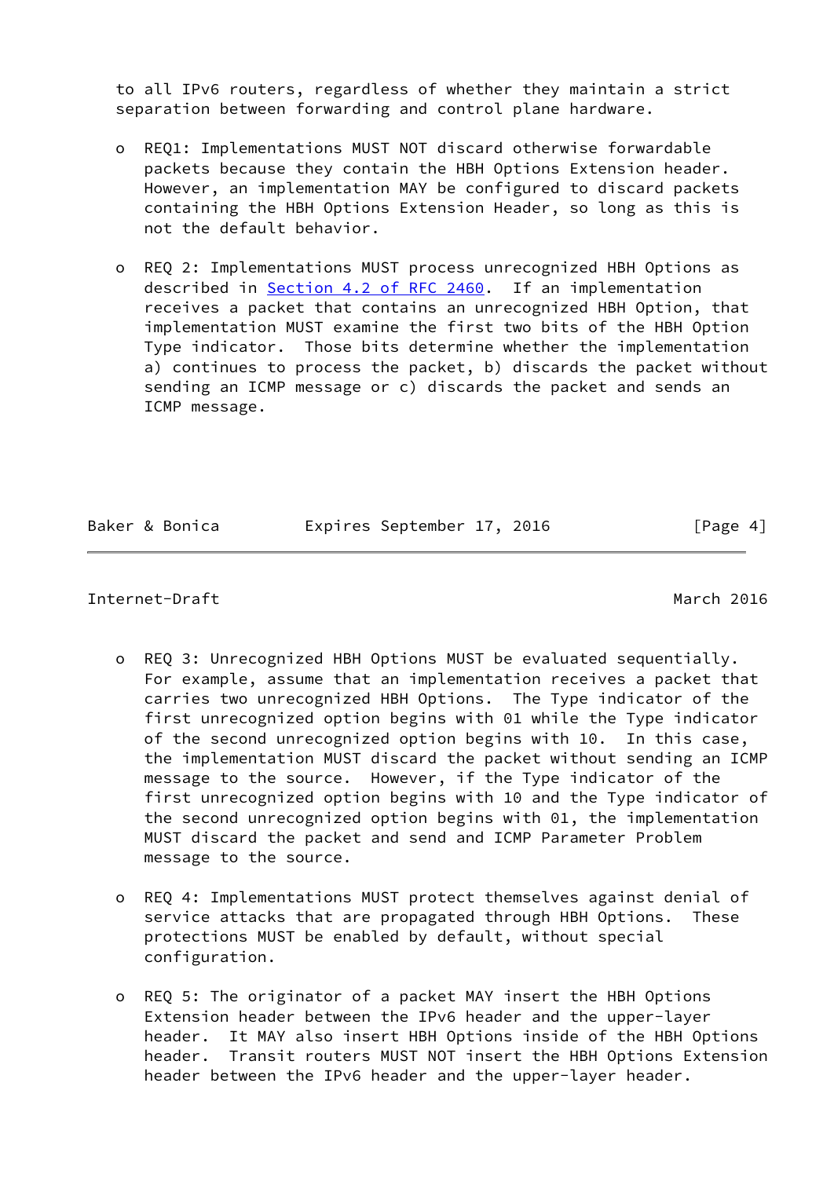to all IPv6 routers, regardless of whether they maintain a strict separation between forwarding and control plane hardware.

- REQ1: Implementations MUST NOT discard otherwise forwardable packets because they contain the HBH Options Extension header. However, an implementation MAY be configured to discard packets containing the HBH Options Extension Header, so long as this is not the default behavior.

- REQ 2: Implementations MUST process unrecognized HBH Options as described in Section 4.2 of RFC 2460. If an implementation receives a packet that contains an unrecognized HBH Option, that implementation MUST examine the first two bits of the HBH Option Type indicator. Those bits determine whether the implementation a) continues to process the packet, b) discards the packet without sending an ICMP message or c) discards the packet and sends an ICMP message.

- REQ 3: Unrecognized HBH Options MUST be evaluated sequentially. For example, assume that an implementation receives a packet that carries two unrecognized HBH Options. The Type indicator of the first unrecognized option begins with 01 while the Type indicator of the second unrecognized option begins with 10. In this case, the implementation MUST discard the packet without sending an ICMP message to the source. However, if the Type indicator of the first unrecognized option begins with 10 and the Type indicator of the second unrecognized option begins with 01, the implementation MUST discard the packet and send and ICMP Parameter Problem message to the source.

- REQ 4: Implementations MUST protect themselves against denial of service attacks that are propagated through HBH Options. These protections MUST be enabled by default, without special configuration.

- REQ 5: The originator of a packet MAY insert the HBH Options Extension header between the IPv6 header and the upper-layer header. It MAY also insert HBH Options inside of the HBH Options header. Transit routers MUST NOT insert the HBH Options Extension header between the IPv6 header and the upper-layer header.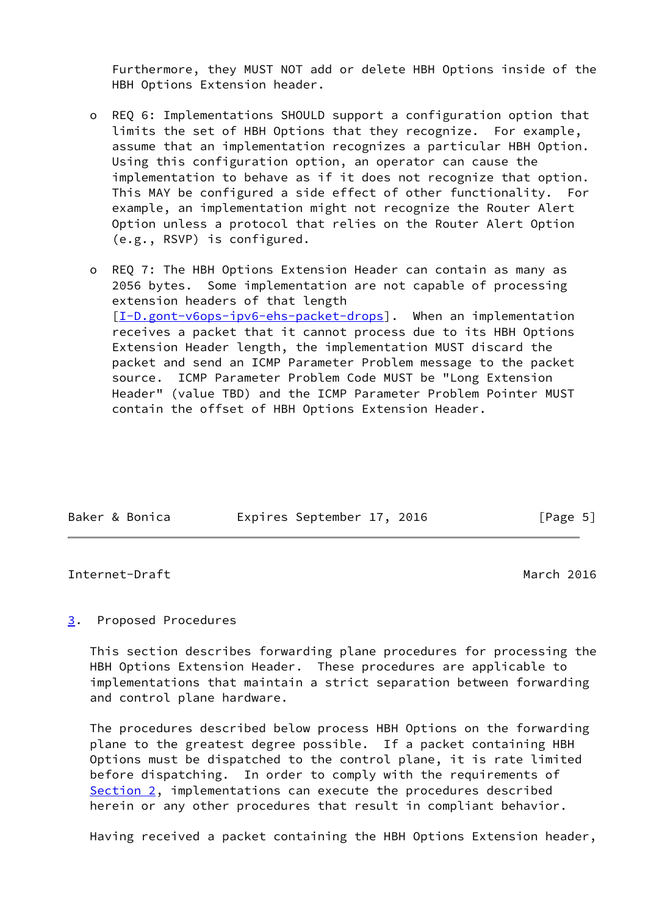Furthermore, they MUST NOT add or delete HBH Options inside of the HBH Options Extension header.

- REQ 6: Implementations SHOULD support a configuration option that limits the set of HBH Options that they recognize. For example, assume that an implementation recognizes a particular HBH Option. Using this configuration option, an operator can cause the implementation to behave as if it does not recognize that option. This MAY be configured a side effect of other functionality. For example, an implementation might not recognize the Router Alert Option unless a protocol that relies on the Router Alert Option (e.g., RSVP) is configured.

- REQ 7: The HBH Options Extension Header can contain as many as 2056 bytes. Some implementation are not capable of processing extension headers of that length [I-D.gont-v6ops-ipv6-ehs-packet-drops]. When an implementation receives a packet that it cannot process due to its HBH Options Extension Header length, the implementation MUST discard the packet and send an ICMP Parameter Problem message to the packet source. ICMP Parameter Problem Code MUST be "Long Extension Header" (value TBD) and the ICMP Parameter Problem Pointer MUST contain the offset of HBH Options Extension Header.

## 3. Proposed Procedures

This section describes forwarding plane procedures for processing the HBH Options Extension Header. These procedures are applicable to implementations that maintain a strict separation between forwarding and control plane hardware.

The procedures described below process HBH Options on the forwarding plane to the greatest degree possible. If a packet containing HBH Options must be dispatched to the control plane, it is rate limited before dispatching. In order to comply with the requirements of Section 2, implementations can execute the procedures described herein or any other procedures that result in compliant behavior.

Having received a packet containing the HBH Options Extension header,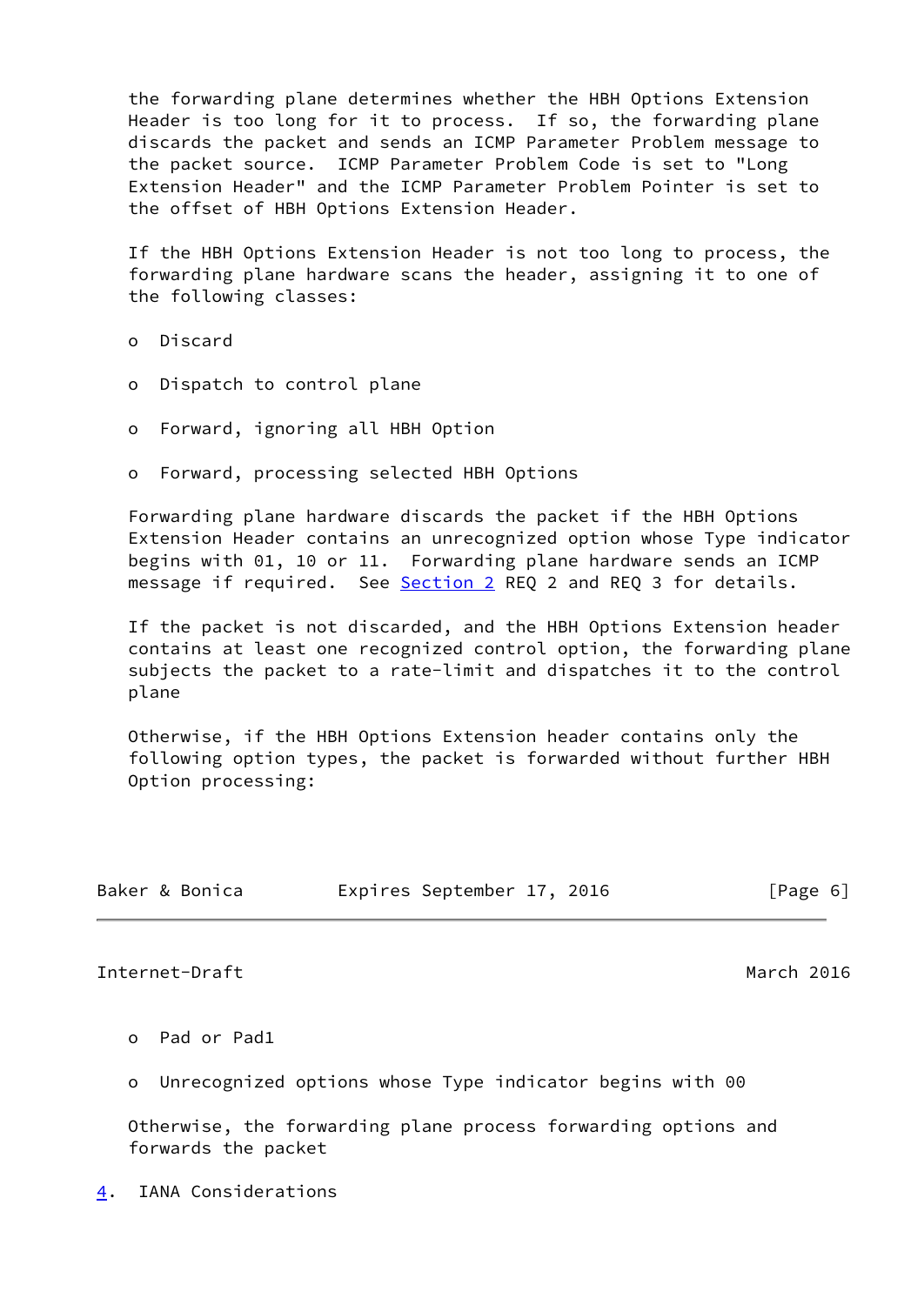the forwarding plane determines whether the HBH Options Extension Header is too long for it to process. If so, the forwarding plane discards the packet and sends an ICMP Parameter Problem message to the packet source. ICMP Parameter Problem Code is set to "Long Extension Header" and the ICMP Parameter Problem Pointer is set to the offset of HBH Options Extension Header.

If the HBH Options Extension Header is not too long to process, the forwarding plane hardware scans the header, assigning it to one of the following classes:

- Discard
- Dispatch to control plane
- Forward, ignoring all HBH Option
- Forward, processing selected HBH Options

Forwarding plane hardware discards the packet if the HBH Options Extension Header contains an unrecognized option whose Type indicator begins with 01, 10 or 11. Forwarding plane hardware sends an ICMP message if required. See Section 2 REQ 2 and REQ 3 for details.

If the packet is not discarded, and the HBH Options Extension header contains at least one recognized control option, the forwarding plane subjects the packet to a rate-limit and dispatches it to the control plane

Otherwise, if the HBH Options Extension header contains only the following option types, the packet is forwarded without further HBH Option processing:

- Pad or Pad1
- Unrecognized options whose Type indicator begins with 00

Otherwise, the forwarding plane process forwarding options and forwards the packet

## 4. IANA Considerations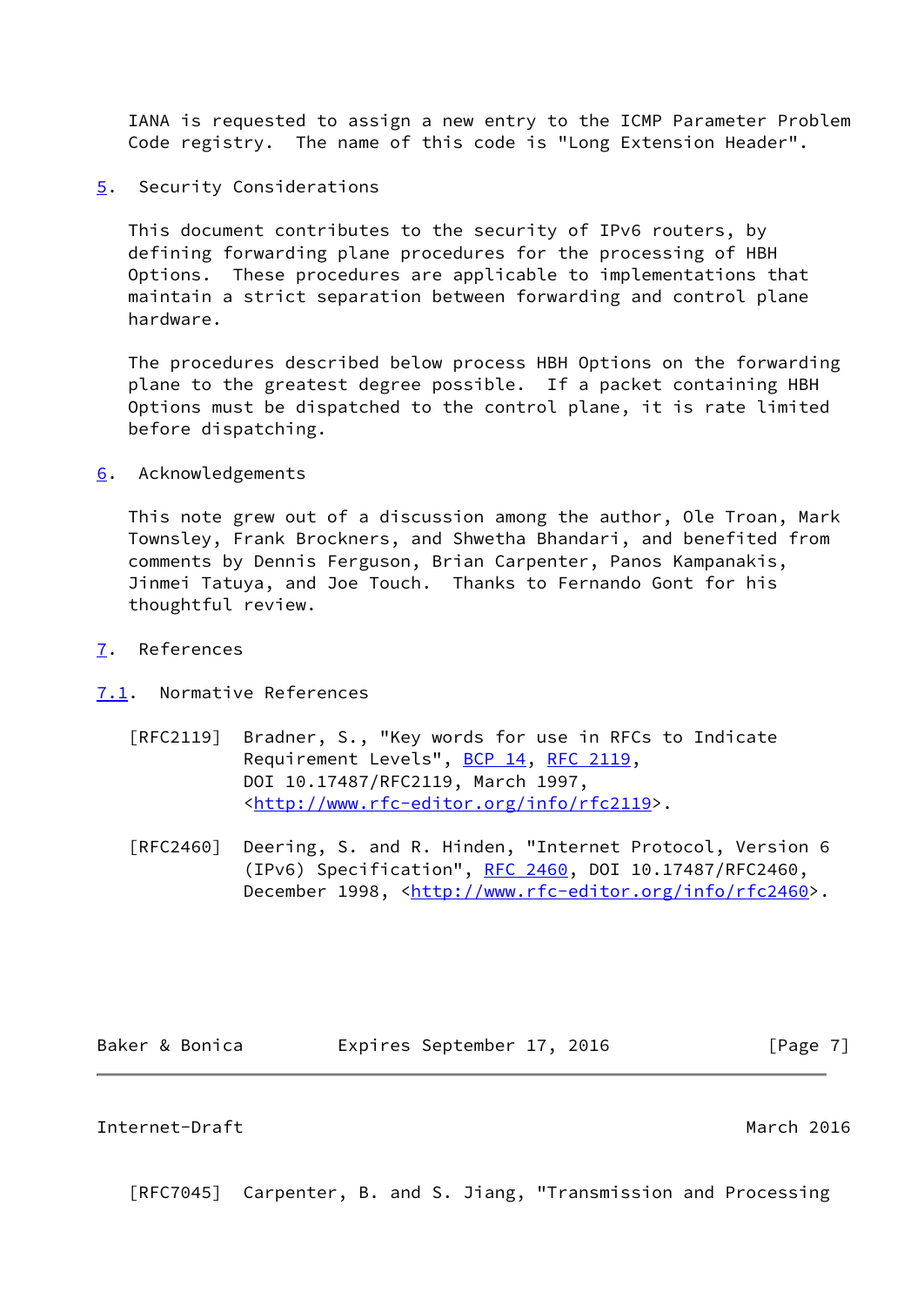IANA is requested to assign a new entry to the ICMP Parameter Problem Code registry. The name of this code is "Long Extension Header".

## 5. Security Considerations

This document contributes to the security of IPv6 routers, by defining forwarding plane procedures for the processing of HBH Options. These procedures are applicable to implementations that maintain a strict separation between forwarding and control plane hardware.

The procedures described below process HBH Options on the forwarding plane to the greatest degree possible. If a packet containing HBH Options must be dispatched to the control plane, it is rate limited before dispatching.

## 6. Acknowledgements

This note grew out of a discussion among the author, Ole Troan, Mark Townsley, Frank Brockners, and Shwetha Bhandari, and benefited from comments by Dennis Ferguson, Brian Carpenter, Panos Kampanakis, Jinmei Tatuya, and Joe Touch. Thanks to Fernando Gont for his thoughtful review.

## 7. References

### 7.1. Normative References

[RFC2119] Bradner, S., "Key words for use in RFCs to Indicate Requirement Levels", BCP 14, RFC 2119, DOI 10.17487/RFC2119, March 1997, <http://www.rfc-editor.org/info/rfc2119>.

[RFC2460] Deering, S. and R. Hinden, "Internet Protocol, Version 6 (IPv6) Specification", RFC 2460, DOI 10.17487/RFC2460, December 1998, <http://www.rfc-editor.org/info/rfc2460>.

[RFC7045] Carpenter, B. and S. Jiang, "Transmission and Processing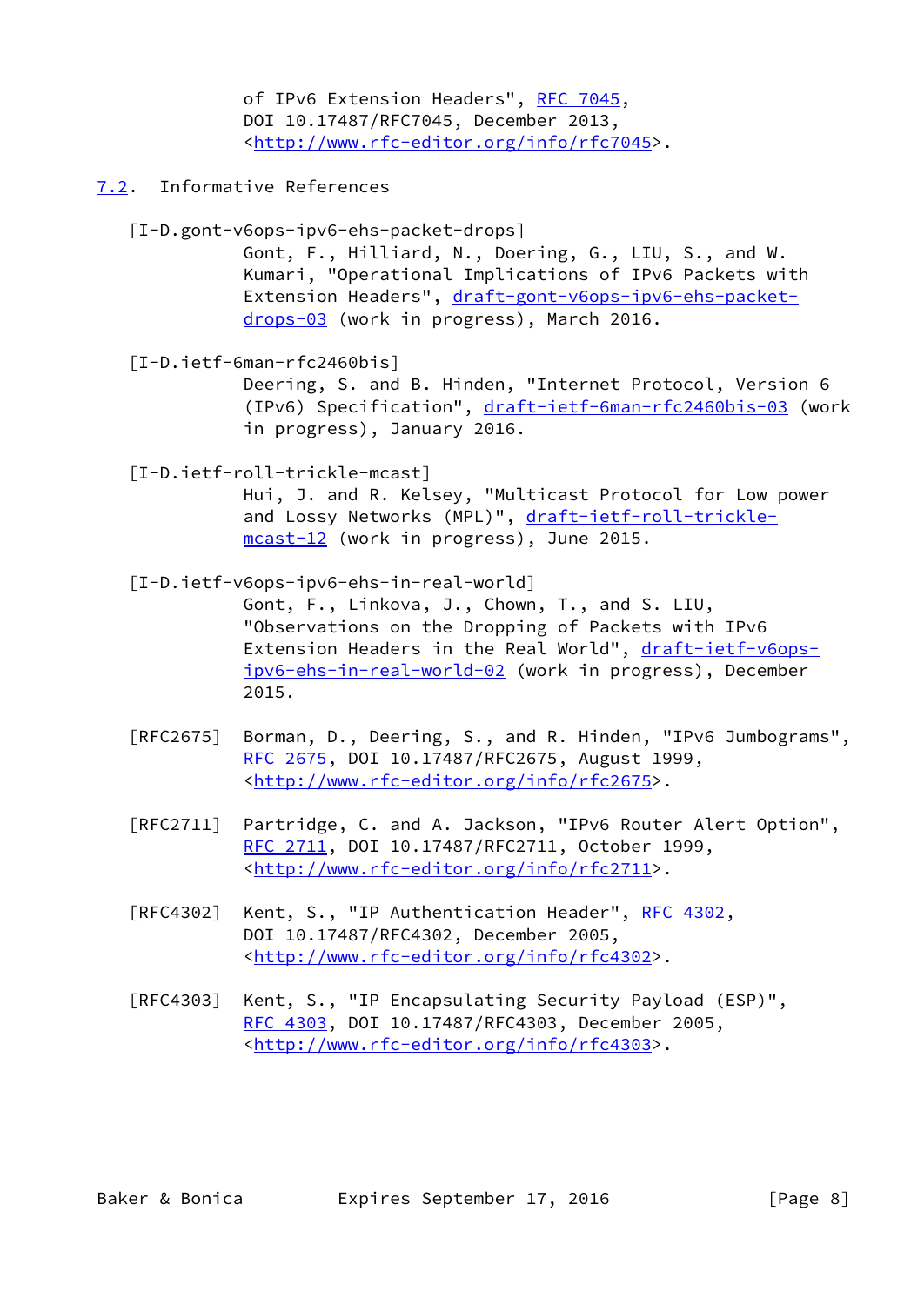of IPv6 Extension Headers", RFC 7045, DOI 10.17487/RFC7045, December 2013, <http://www.rfc-editor.org/info/rfc7045>.

## 7.2. Informative References

[I-D.gont-v6ops-ipv6-ehs-packet-drops]
Gont, F., Hilliard, N., Doering, G., LIU, S., and W. Kumari, "Operational Implications of IPv6 Packets with Extension Headers", draft-gont-v6ops-ipv6-ehs-packet-drops-03 (work in progress), March 2016.

[I-D.ietf-6man-rfc2460bis]
Deering, S. and B. Hinden, "Internet Protocol, Version 6 (IPv6) Specification", draft-ietf-6man-rfc2460bis-03 (work in progress), January 2016.

[I-D.ietf-roll-trickle-mcast]
Hui, J. and R. Kelsey, "Multicast Protocol for Low power and Lossy Networks (MPL)", draft-ietf-roll-trickle-mcast-12 (work in progress), June 2015.

[I-D.ietf-v6ops-ipv6-ehs-in-real-world]
Gont, F., Linkova, J., Chown, T., and S. LIU, "Observations on the Dropping of Packets with IPv6 Extension Headers in the Real World", draft-ietf-v6ops-ipv6-ehs-in-real-world-02 (work in progress), December 2015.

[RFC2675] Borman, D., Deering, S., and R. Hinden, "IPv6 Jumbograms", RFC 2675, DOI 10.17487/RFC2675, August 1999, <http://www.rfc-editor.org/info/rfc2675>.

[RFC2711] Partridge, C. and A. Jackson, "IPv6 Router Alert Option", RFC 2711, DOI 10.17487/RFC2711, October 1999, <http://www.rfc-editor.org/info/rfc2711>.

[RFC4302] Kent, S., "IP Authentication Header", RFC 4302, DOI 10.17487/RFC4302, December 2005, <http://www.rfc-editor.org/info/rfc4302>.

[RFC4303] Kent, S., "IP Encapsulating Security Payload (ESP)", RFC 4303, DOI 10.17487/RFC4303, December 2005, <http://www.rfc-editor.org/info/rfc4303>.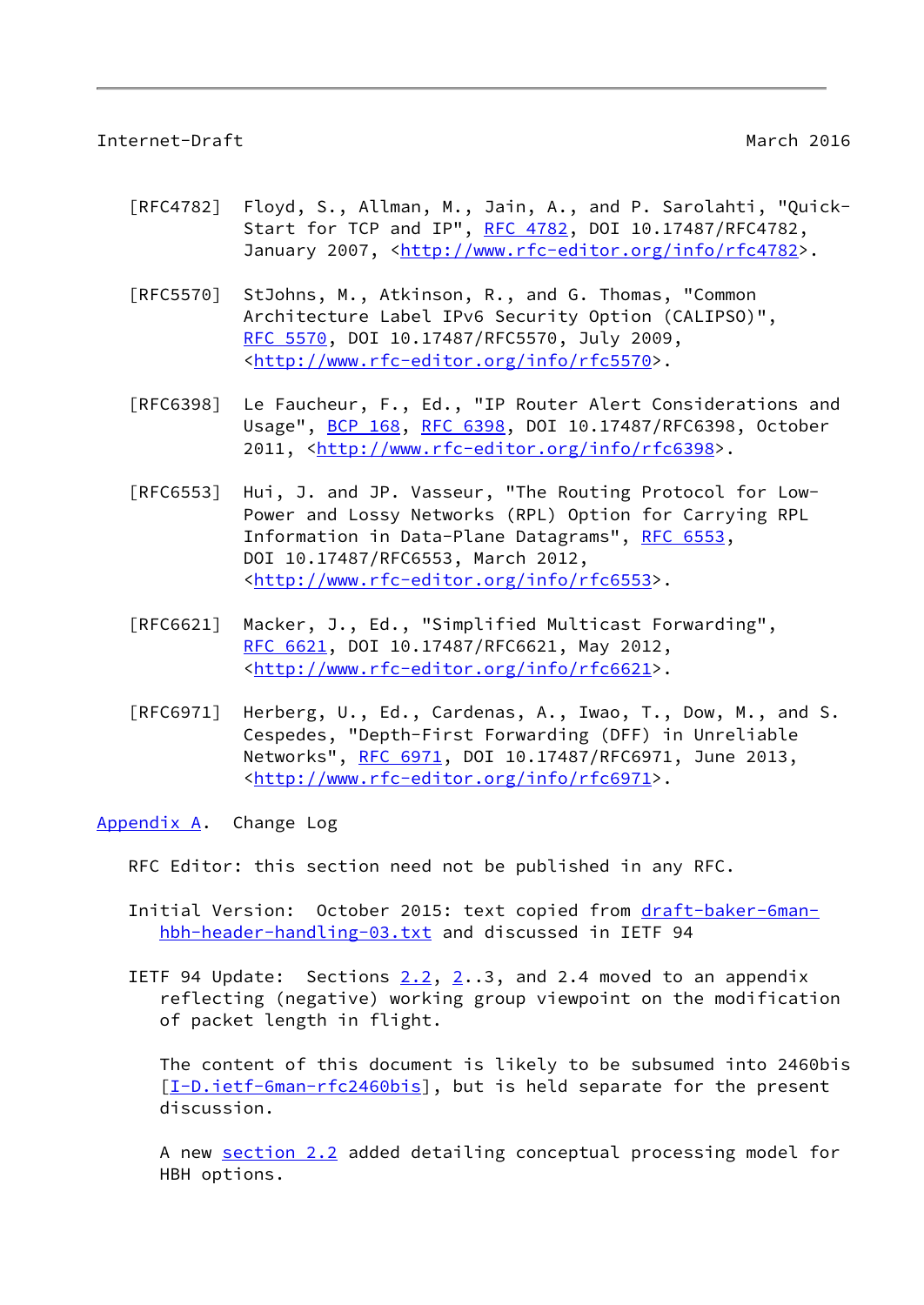[RFC4782] Floyd, S., Allman, M., Jain, A., and P. Sarolahti, "Quick-Start for TCP and IP", RFC 4782, DOI 10.17487/RFC4782, January 2007, <http://www.rfc-editor.org/info/rfc4782>.

[RFC5570] StJohns, M., Atkinson, R., and G. Thomas, "Common Architecture Label IPv6 Security Option (CALIPSO)", RFC 5570, DOI 10.17487/RFC5570, July 2009, <http://www.rfc-editor.org/info/rfc5570>.

[RFC6398] Le Faucheur, F., Ed., "IP Router Alert Considerations and Usage", BCP 168, RFC 6398, DOI 10.17487/RFC6398, October 2011, <http://www.rfc-editor.org/info/rfc6398>.

[RFC6553] Hui, J. and JP. Vasseur, "The Routing Protocol for Low-Power and Lossy Networks (RPL) Option for Carrying RPL Information in Data-Plane Datagrams", RFC 6553, DOI 10.17487/RFC6553, March 2012, <http://www.rfc-editor.org/info/rfc6553>.

[RFC6621] Macker, J., Ed., "Simplified Multicast Forwarding", RFC 6621, DOI 10.17487/RFC6621, May 2012, <http://www.rfc-editor.org/info/rfc6621>.

[RFC6971] Herberg, U., Ed., Cardenas, A., Iwao, T., Dow, M., and S. Cespedes, "Depth-First Forwarding (DFF) in Unreliable Networks", RFC 6971, DOI 10.17487/RFC6971, June 2013, <http://www.rfc-editor.org/info/rfc6971>.

## Appendix A. Change Log

RFC Editor: this section need not be published in any RFC.

Initial Version: October 2015: text copied from draft-baker-6man-hbh-header-handling-03.txt and discussed in IETF 94

IETF 94 Update: Sections 2.2, 2..3, and 2.4 moved to an appendix reflecting (negative) working group viewpoint on the modification of packet length in flight.

The content of this document is likely to be subsumed into 2460bis [I-D.ietf-6man-rfc2460bis], but is held separate for the present discussion.

A new section 2.2 added detailing conceptual processing model for HBH options.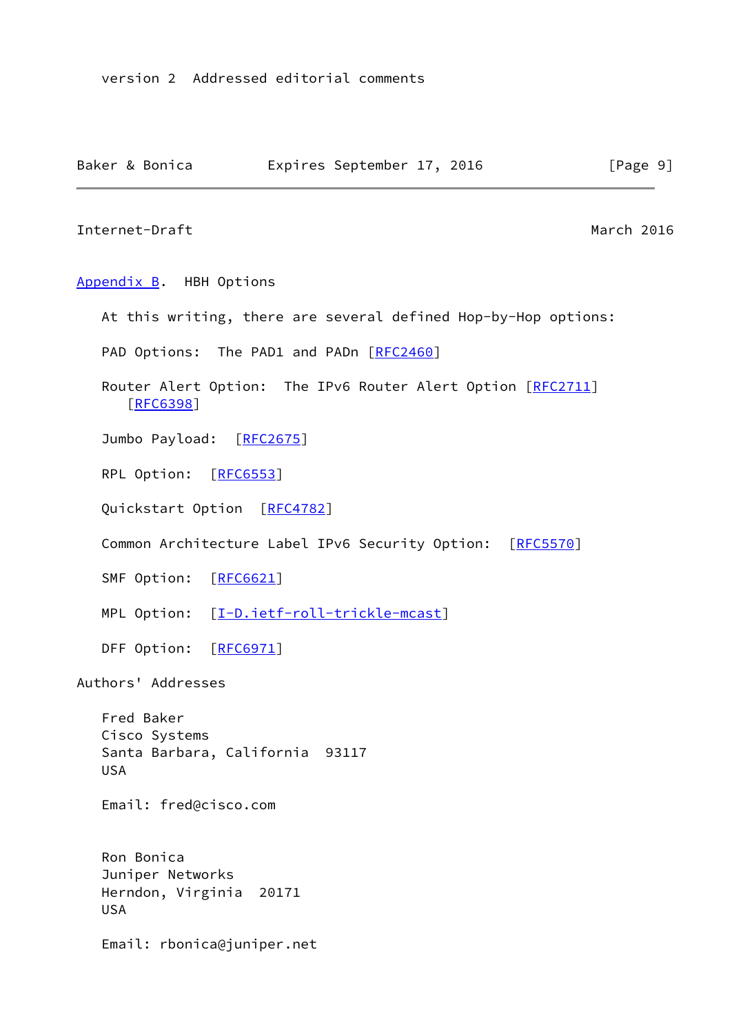version 2 Addressed editorial comments

## Appendix B. HBH Options

At this writing, there are several defined Hop-by-Hop options:

PAD Options: The PAD1 and PADn [RFC2460]

Router Alert Option: The IPv6 Router Alert Option [RFC2711] [RFC6398]

Jumbo Payload: [RFC2675]

RPL Option: [RFC6553]

Quickstart Option [RFC4782]

Common Architecture Label IPv6 Security Option: [RFC5570]

SMF Option: [RFC6621]

MPL Option: [I-D.ietf-roll-trickle-mcast]

DFF Option: [RFC6971]

## Authors' Addresses

Fred Baker
Cisco Systems
Santa Barbara, California 93117
USA

Email: fred@cisco.com

Ron Bonica
Juniper Networks
Herndon, Virginia 20171
USA

Email: rbonica@juniper.net